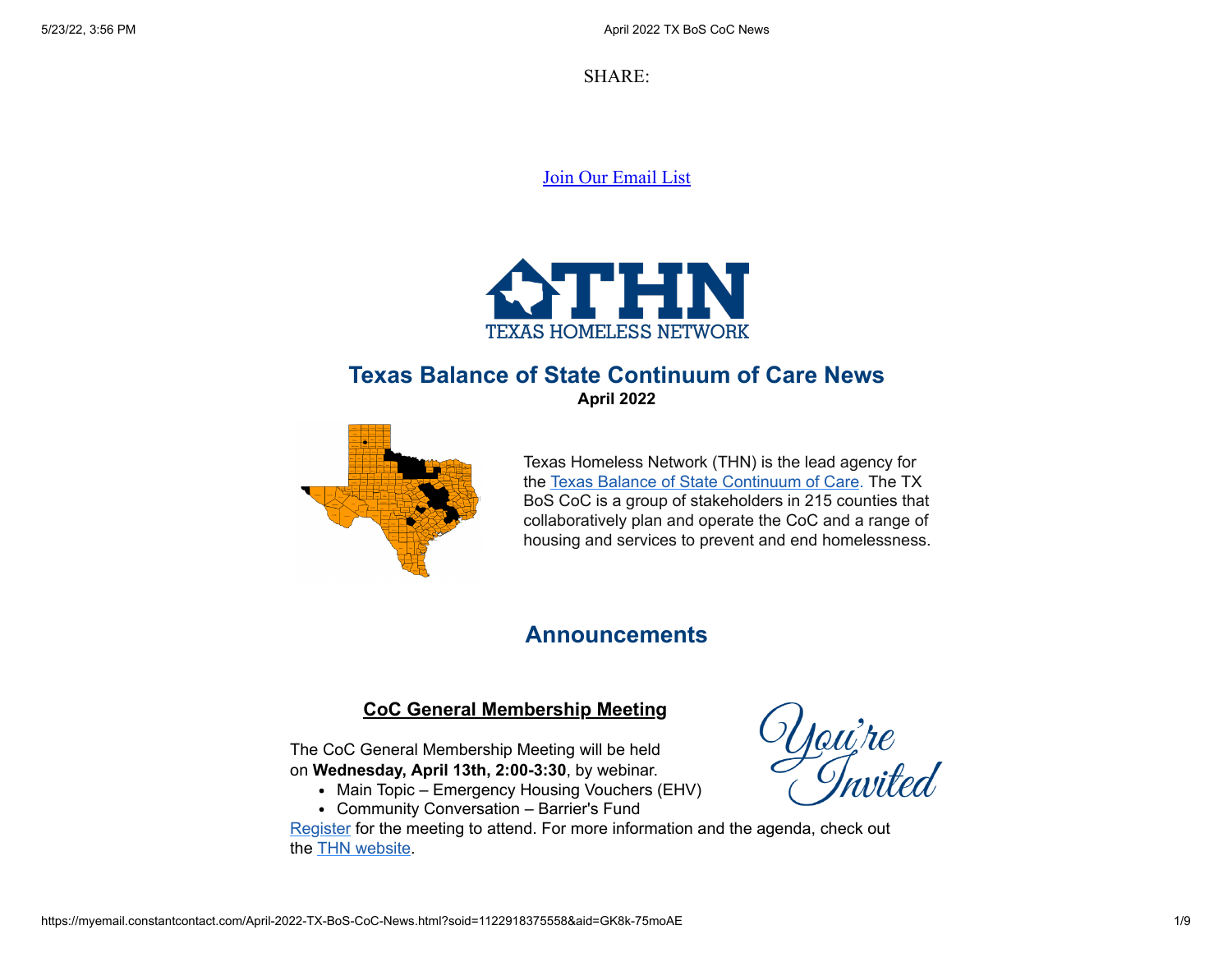SHARE:

Join Our Email List

# Texas Balance of State Continuum of Care News

**April 2022**

Texas Homeless Network (THN) is the lead agency for the Texas Balance of State Continuum of Care. The TX BoS CoC is a group of stakeholders in 215 counties that collaboratively plan and operate the CoC and a range of housing and services to prevent and end homelessness.

## Announcements

### CoC General Membership Meeting

The CoC General Membership Meeting will be held on **Wednesday, April 13th, 2:00-3:30**, by webinar.

- Main Topic – Emergency Housing Vouchers (EHV)
- Community Conversation – Barrier's Fund

Register for the meeting to attend. For more information and the agenda, check out the THN website.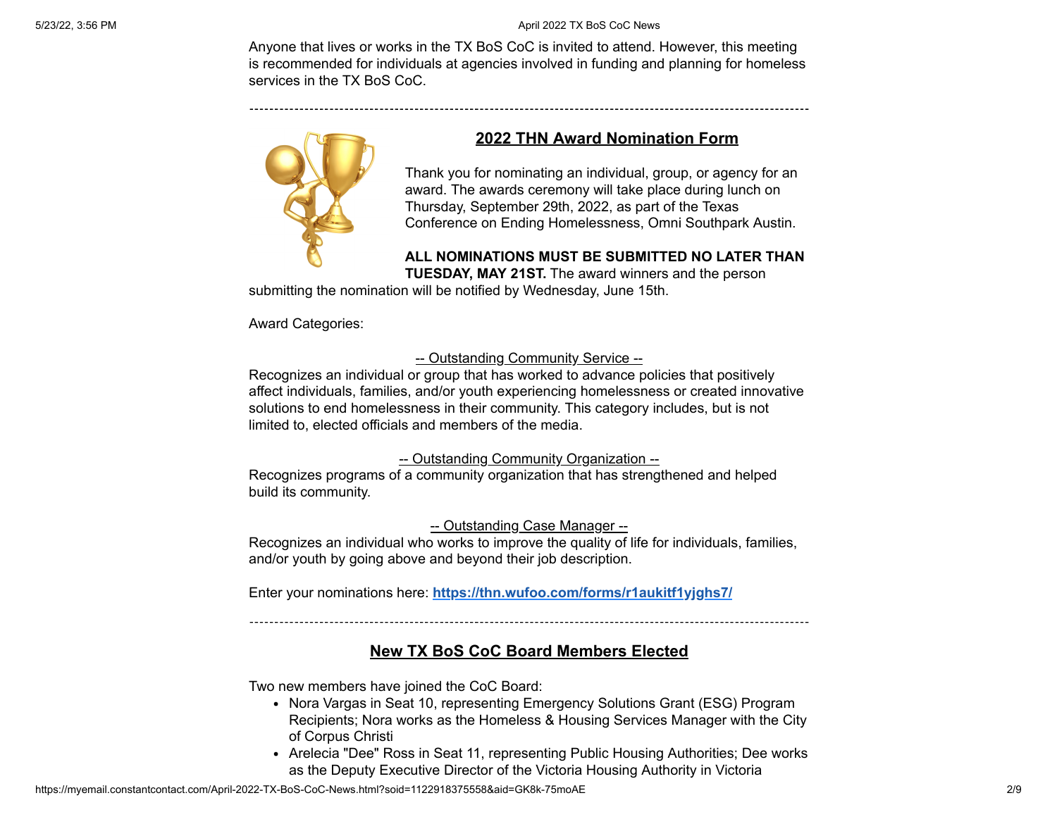Anyone that lives or works in the TX BoS CoC is invited to attend. However, this meeting is recommended for individuals at agencies involved in funding and planning for homeless services in the TX BoS CoC.

---

## 2022 THN Award Nomination Form

Thank you for nominating an individual, group, or agency for an award. The awards ceremony will take place during lunch on Thursday, September 29th, 2022, as part of the Texas Conference on Ending Homelessness, Omni Southpark Austin.

**ALL NOMINATIONS MUST BE SUBMITTED NO LATER THAN TUESDAY, MAY 21ST.** The award winners and the person submitting the nomination will be notified by Wednesday, June 15th.

Award Categories:

-- Outstanding Community Service --

Recognizes an individual or group that has worked to advance policies that positively affect individuals, families, and/or youth experiencing homelessness or created innovative solutions to end homelessness in their community. This category includes, but is not limited to, elected officials and members of the media.

-- Outstanding Community Organization --

Recognizes programs of a community organization that has strengthened and helped build its community.

-- Outstanding Case Manager --

Recognizes an individual who works to improve the quality of life for individuals, families, and/or youth by going above and beyond their job description.

Enter your nominations here: **https://thn.wufoo.com/forms/r1aukitf1yjghs7/**

---

## New TX BoS CoC Board Members Elected

Two new members have joined the CoC Board:

- Nora Vargas in Seat 10, representing Emergency Solutions Grant (ESG) Program Recipients; Nora works as the Homeless & Housing Services Manager with the City of Corpus Christi
- Arelecia "Dee" Ross in Seat 11, representing Public Housing Authorities; Dee works as the Deputy Executive Director of the Victoria Housing Authority in Victoria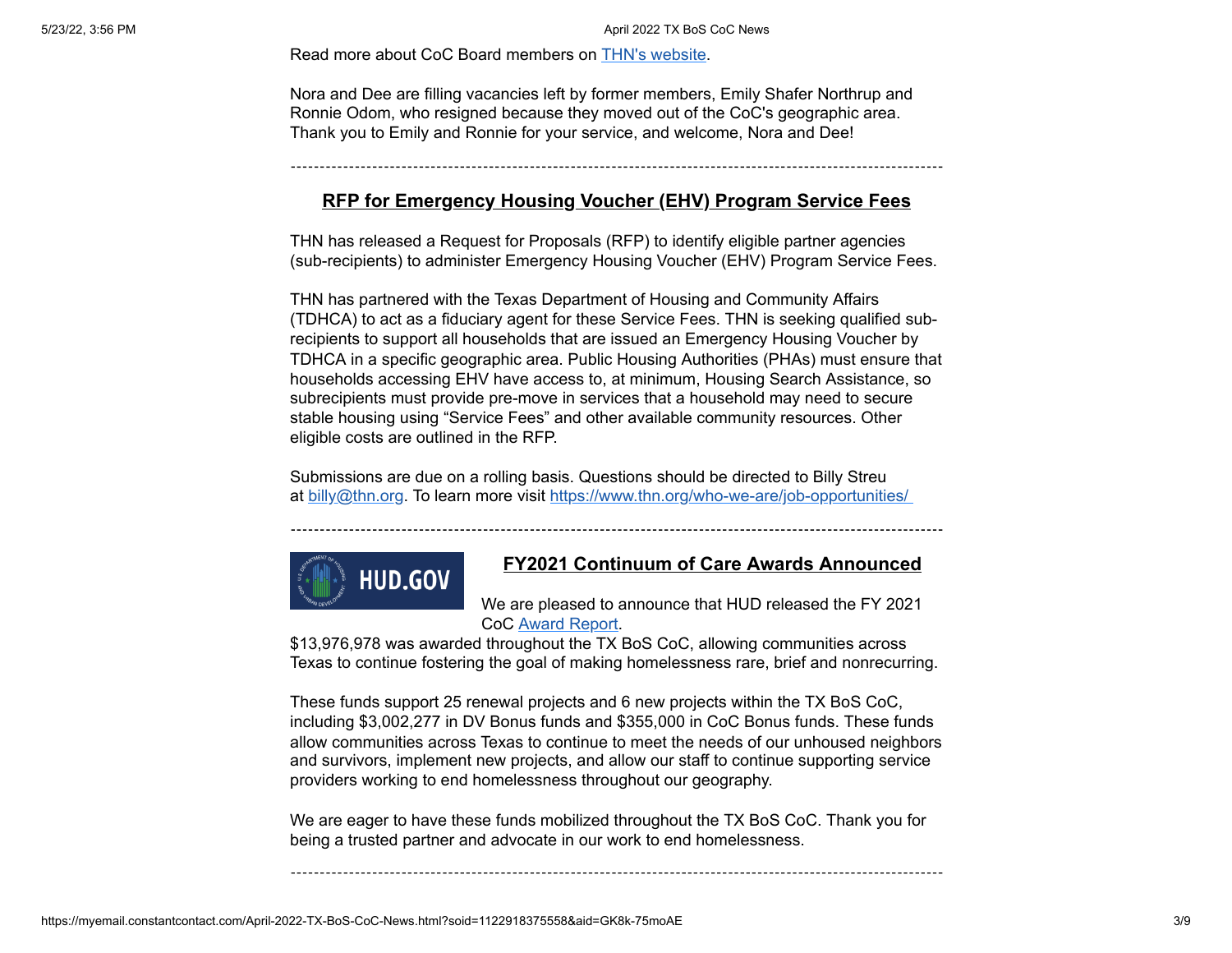Read more about CoC Board members on THN's website.

Nora and Dee are filling vacancies left by former members, Emily Shafer Northrup and Ronnie Odom, who resigned because they moved out of the CoC's geographic area. Thank you to Emily and Ronnie for your service, and welcome, Nora and Dee!

---

## RFP for Emergency Housing Voucher (EHV) Program Service Fees

THN has released a Request for Proposals (RFP) to identify eligible partner agencies (sub-recipients) to administer Emergency Housing Voucher (EHV) Program Service Fees.

THN has partnered with the Texas Department of Housing and Community Affairs (TDHCA) to act as a fiduciary agent for these Service Fees. THN is seeking qualified sub-recipients to support all households that are issued an Emergency Housing Voucher by TDHCA in a specific geographic area. Public Housing Authorities (PHAs) must ensure that households accessing EHV have access to, at minimum, Housing Search Assistance, so subrecipients must provide pre-move in services that a household may need to secure stable housing using "Service Fees" and other available community resources. Other eligible costs are outlined in the RFP.

Submissions are due on a rolling basis. Questions should be directed to Billy Streu at billy@thn.org. To learn more visit https://www.thn.org/who-we-are/job-opportunities/

---

## FY2021 Continuum of Care Awards Announced

We are pleased to announce that HUD released the FY 2021 CoC Award Report.

$13,976,978 was awarded throughout the TX BoS CoC, allowing communities across Texas to continue fostering the goal of making homelessness rare, brief and nonrecurring.

These funds support 25 renewal projects and 6 new projects within the TX BoS CoC, including $3,002,277 in DV Bonus funds and $355,000 in CoC Bonus funds. These funds allow communities across Texas to continue to meet the needs of our unhoused neighbors and survivors, implement new projects, and allow our staff to continue supporting service providers working to end homelessness throughout our geography.

We are eager to have these funds mobilized throughout the TX BoS CoC. Thank you for being a trusted partner and advocate in our work to end homelessness.

---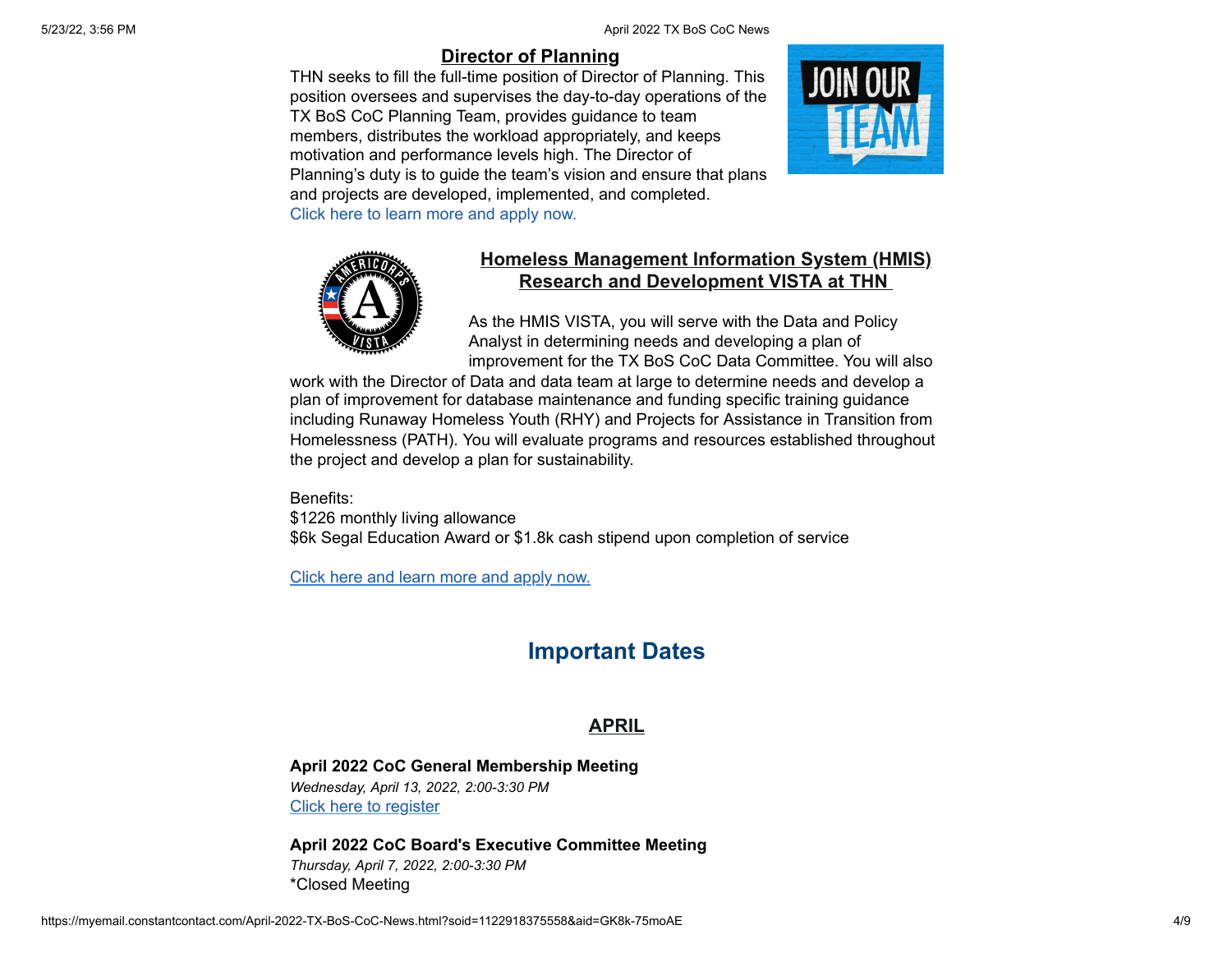### Director of Planning

THN seeks to fill the full-time position of Director of Planning. This position oversees and supervises the day-to-day operations of the TX BoS CoC Planning Team, provides guidance to team members, distributes the workload appropriately, and keeps motivation and performance levels high. The Director of Planning's duty is to guide the team's vision and ensure that plans and projects are developed, implemented, and completed. Click here to learn more and apply now.

### Homeless Management Information System (HMIS) Research and Development VISTA at THN

As the HMIS VISTA, you will serve with the Data and Policy Analyst in determining needs and developing a plan of improvement for the TX BoS CoC Data Committee. You will also work with the Director of Data and data team at large to determine needs and develop a plan of improvement for database maintenance and funding specific training guidance including Runaway Homeless Youth (RHY) and Projects for Assistance in Transition from Homelessness (PATH). You will evaluate programs and resources established throughout the project and develop a plan for sustainability.

Benefits:
$1226 monthly living allowance
$6k Segal Education Award or $1.8k cash stipend upon completion of service

Click here and learn more and apply now.

## Important Dates

### APRIL

**April 2022 CoC General Membership Meeting**
*Wednesday, April 13, 2022, 2:00-3:30 PM*
Click here to register

**April 2022 CoC Board's Executive Committee Meeting**
*Thursday, April 7, 2022, 2:00-3:30 PM*
*Closed Meeting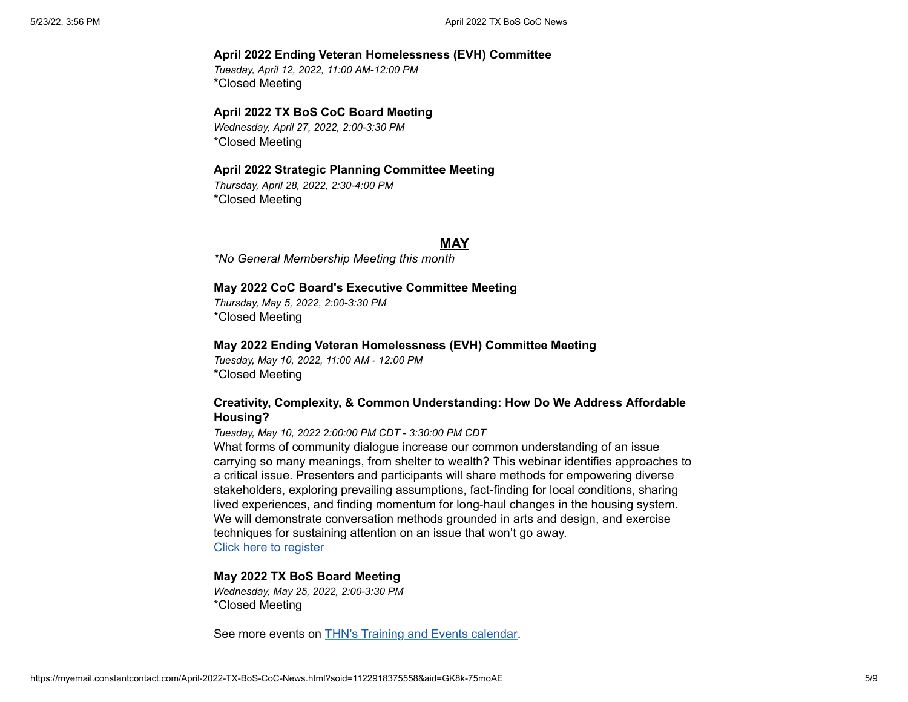**April 2022 Ending Veteran Homelessness (EVH) Committee**
*Tuesday, April 12, 2022, 11:00 AM-12:00 PM*
*Closed Meeting

**April 2022 TX BoS CoC Board Meeting**
*Wednesday, April 27, 2022, 2:00-3:30 PM*
*Closed Meeting

**April 2022 Strategic Planning Committee Meeting**
*Thursday, April 28, 2022, 2:30-4:00 PM*
*Closed Meeting

## MAY

*\*No General Membership Meeting this month*

**May 2022 CoC Board's Executive Committee Meeting**
*Thursday, May 5, 2022, 2:00-3:30 PM*
*Closed Meeting

**May 2022 Ending Veteran Homelessness (EVH) Committee Meeting**
*Tuesday, May 10, 2022, 11:00 AM - 12:00 PM*
*Closed Meeting

**Creativity, Complexity, & Common Understanding: How Do We Address Affordable Housing?**
*Tuesday, May 10, 2022 2:00:00 PM CDT - 3:30:00 PM CDT*
What forms of community dialogue increase our common understanding of an issue carrying so many meanings, from shelter to wealth? This webinar identifies approaches to a critical issue. Presenters and participants will share methods for empowering diverse stakeholders, exploring prevailing assumptions, fact-finding for local conditions, sharing lived experiences, and finding momentum for long-haul changes in the housing system. We will demonstrate conversation methods grounded in arts and design, and exercise techniques for sustaining attention on an issue that won't go away.
Click here to register

**May 2022 TX BoS Board Meeting**
*Wednesday, May 25, 2022, 2:00-3:30 PM*
*Closed Meeting

See more events on THN's Training and Events calendar.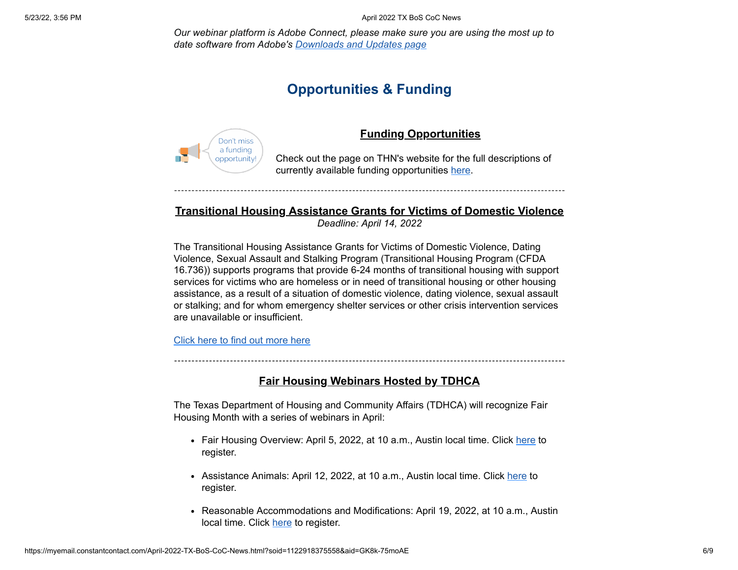*Our webinar platform is Adobe Connect, please make sure you are using the most up to date software from Adobe's Downloads and Updates page*

## Opportunities & Funding

### Funding Opportunities

Check out the page on THN's website for the full descriptions of currently available funding opportunities here.

---

### Transitional Housing Assistance Grants for Victims of Domestic Violence

*Deadline: April 14, 2022*

The Transitional Housing Assistance Grants for Victims of Domestic Violence, Dating Violence, Sexual Assault and Stalking Program (Transitional Housing Program (CFDA 16.736)) supports programs that provide 6-24 months of transitional housing with support services for victims who are homeless or in need of transitional housing or other housing assistance, as a result of a situation of domestic violence, dating violence, sexual assault or stalking; and for whom emergency shelter services or other crisis intervention services are unavailable or insufficient.

Click here to find out more here

---

### Fair Housing Webinars Hosted by TDHCA

The Texas Department of Housing and Community Affairs (TDHCA) will recognize Fair Housing Month with a series of webinars in April:

- Fair Housing Overview: April 5, 2022, at 10 a.m., Austin local time. Click here to register.
- Assistance Animals: April 12, 2022, at 10 a.m., Austin local time. Click here to register.
- Reasonable Accommodations and Modifications: April 19, 2022, at 10 a.m., Austin local time. Click here to register.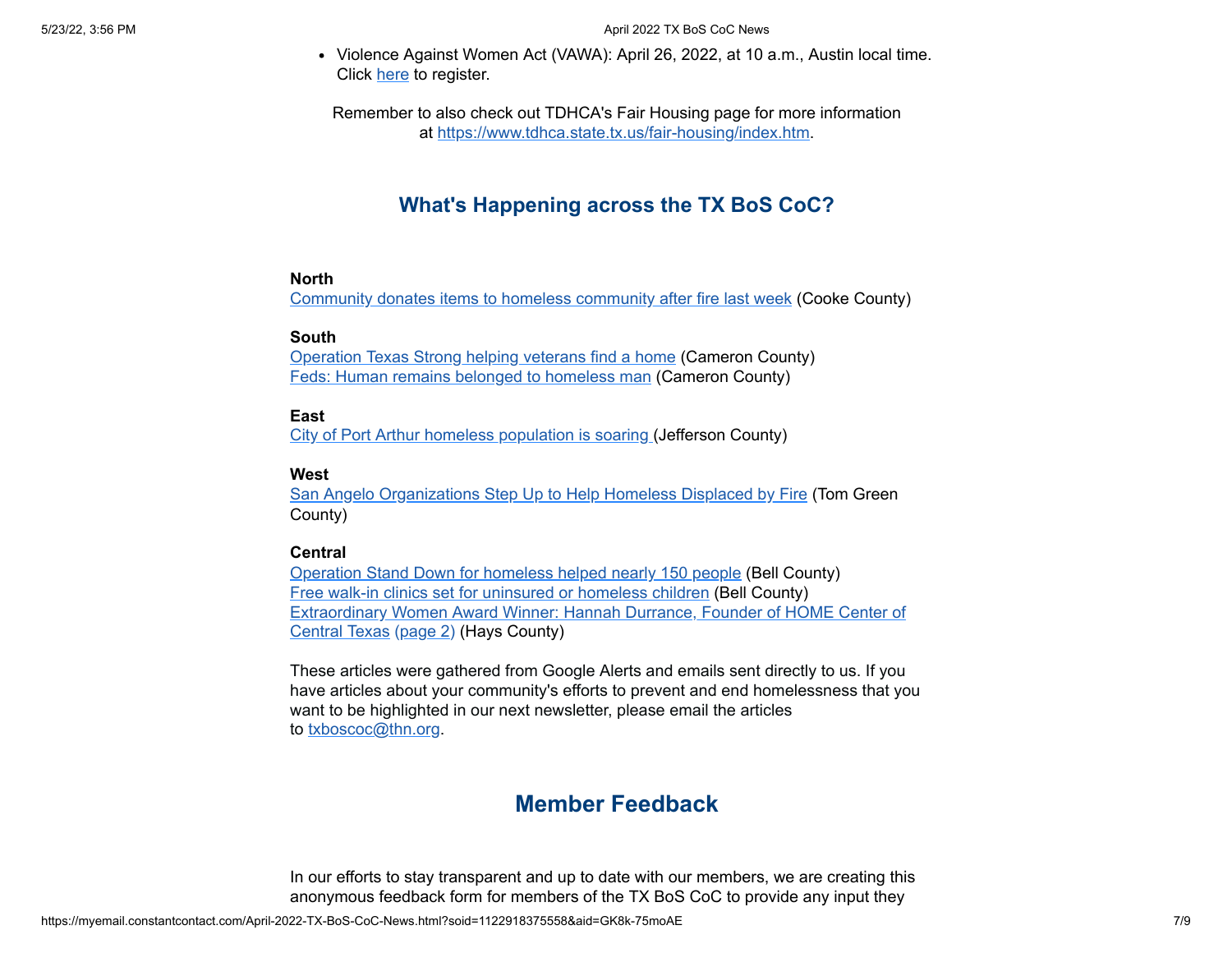- Violence Against Women Act (VAWA): April 26, 2022, at 10 a.m., Austin local time. Click here to register.

Remember to also check out TDHCA's Fair Housing page for more information at https://www.tdhca.state.tx.us/fair-housing/index.htm.

## What's Happening across the TX BoS CoC?

**North**
Community donates items to homeless community after fire last week (Cooke County)

**South**
Operation Texas Strong helping veterans find a home (Cameron County)
Feds: Human remains belonged to homeless man (Cameron County)

**East**
City of Port Arthur homeless population is soaring (Jefferson County)

**West**
San Angelo Organizations Step Up to Help Homeless Displaced by Fire (Tom Green County)

**Central**
Operation Stand Down for homeless helped nearly 150 people (Bell County)
Free walk-in clinics set for uninsured or homeless children (Bell County)
Extraordinary Women Award Winner: Hannah Durrance, Founder of HOME Center of Central Texas (page 2) (Hays County)

These articles were gathered from Google Alerts and emails sent directly to us. If you have articles about your community's efforts to prevent and end homelessness that you want to be highlighted in our next newsletter, please email the articles to txboscoc@thn.org.

## Member Feedback

In our efforts to stay transparent and up to date with our members, we are creating this anonymous feedback form for members of the TX BoS CoC to provide any input they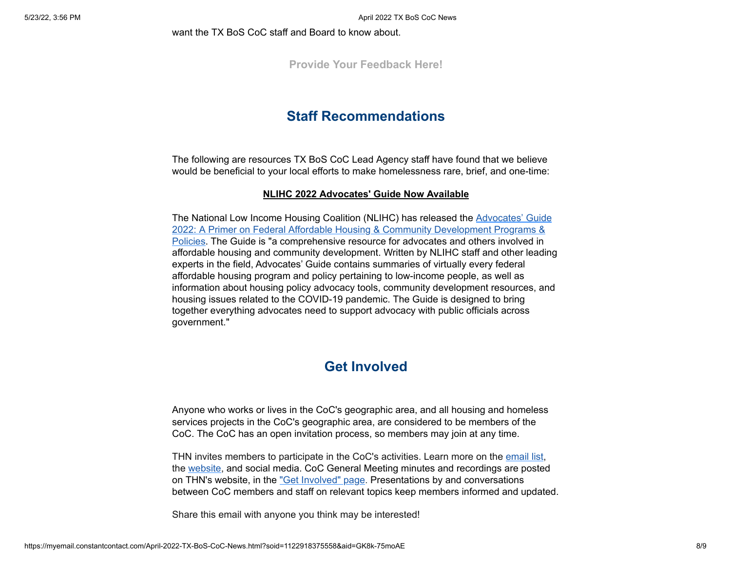want the TX BoS CoC staff and Board to know about.

**Provide Your Feedback Here!**

## Staff Recommendations

The following are resources TX BoS CoC Lead Agency staff have found that we believe would be beneficial to your local efforts to make homelessness rare, brief, and one-time:

**NLIHC 2022 Advocates' Guide Now Available**

The National Low Income Housing Coalition (NLIHC) has released the Advocates' Guide 2022: A Primer on Federal Affordable Housing & Community Development Programs & Policies. The Guide is "a comprehensive resource for advocates and others involved in affordable housing and community development. Written by NLIHC staff and other leading experts in the field, Advocates' Guide contains summaries of virtually every federal affordable housing program and policy pertaining to low-income people, as well as information about housing policy advocacy tools, community development resources, and housing issues related to the COVID-19 pandemic. The Guide is designed to bring together everything advocates need to support advocacy with public officials across government."

## Get Involved

Anyone who works or lives in the CoC's geographic area, and all housing and homeless services projects in the CoC's geographic area, are considered to be members of the CoC. The CoC has an open invitation process, so members may join at any time.

THN invites members to participate in the CoC's activities. Learn more on the email list, the website, and social media. CoC General Meeting minutes and recordings are posted on THN's website, in the "Get Involved" page. Presentations by and conversations between CoC members and staff on relevant topics keep members informed and updated.

Share this email with anyone you think may be interested!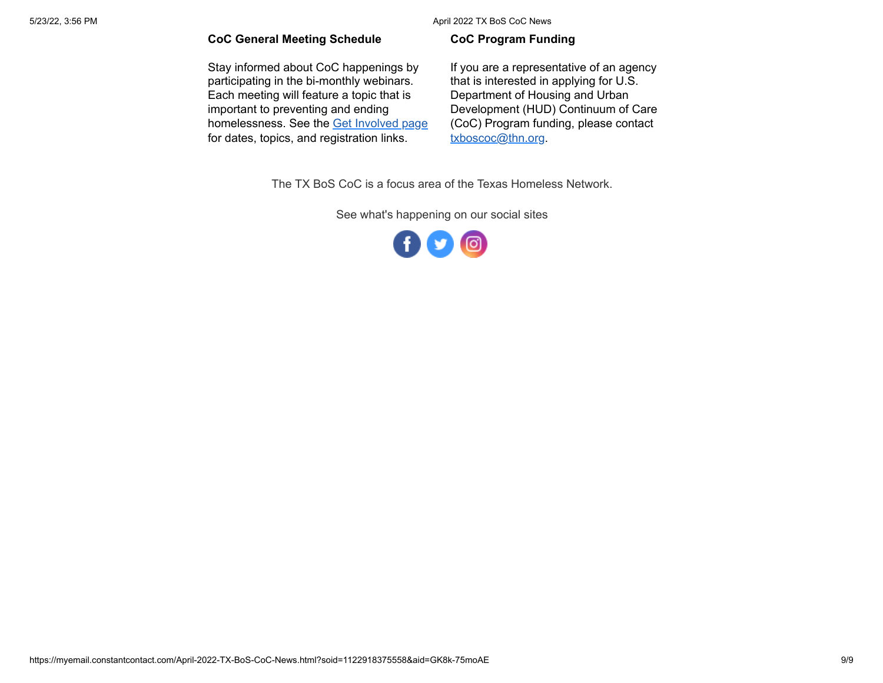### CoC General Meeting Schedule

Stay informed about CoC happenings by participating in the bi-monthly webinars. Each meeting will feature a topic that is important to preventing and ending homelessness. See the Get Involved page for dates, topics, and registration links.

### CoC Program Funding

If you are a representative of an agency that is interested in applying for U.S. Department of Housing and Urban Development (HUD) Continuum of Care (CoC) Program funding, please contact txboscoc@thn.org.

The TX BoS CoC is a focus area of the Texas Homeless Network.

See what's happening on our social sites